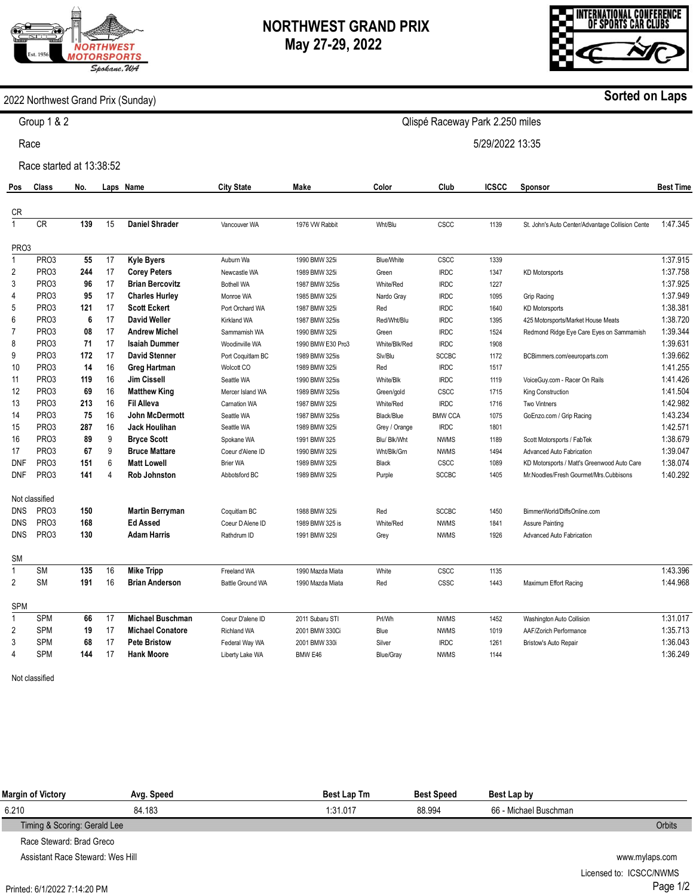# NORTHWEST GRAND PRIX
## May 27-29, 2022

INTERNATIONAL CONFERENCE OF SPORTS CAR CLUBS

NORTHWEST MOTORSPORTS Spokane, WA — Est. 1956

**2022 Northwest Grand Prix (Sunday)** — **Sorted on Laps**

Group 1 & 2 — Qlispé Raceway Park 2.250 miles

Race — 5/29/2022 13:35

Race started at 13:38:52

| Pos | Class | No. | Laps | Name | City State | Make | Color | Club | ICSCC | Sponsor | Best Time |
|---|---|---|---|---|---|---|---|---|---|---|---|
| **CR** | | | | | | | | | | | |
| 1 | CR | **139** | 15 | **Daniel Shrader** | Vancouver WA | 1976 VW Rabbit | Wht/Blu | CSCC | 1139 | St. John's Auto Center/Advantage Collision Cente | 1:47.345 |
| **PRO3** | | | | | | | | | | | |
| 1 | PRO3 | **55** | 17 | **Kyle Byers** | Auburn Wa | 1990 BMW 325i | Blue/White | CSCC | 1339 | | 1:37.915 |
| 2 | PRO3 | **244** | 17 | **Corey Peters** | Newcastle WA | 1989 BMW 325i | Green | IRDC | 1347 | KD Motorsports | 1:37.758 |
| 3 | PRO3 | **96** | 17 | **Brian Bercovitz** | Bothell WA | 1987 BMW 325is | White/Red | IRDC | 1227 | | 1:37.925 |
| 4 | PRO3 | **95** | 17 | **Charles Hurley** | Monroe WA | 1985 BMW 325i | Nardo Gray | IRDC | 1095 | Grip Racing | 1:37.949 |
| 5 | PRO3 | **121** | 17 | **Scott Eckert** | Port Orchard WA | 1987 BMW 325i | Red | IRDC | 1640 | KD Motorsports | 1:38.381 |
| 6 | PRO3 | **6** | 17 | **David Weller** | Kirkland WA | 1987 BMW 325is | Red/Wht/Blu | IRDC | 1395 | 425 Motorsports/Market House Meats | 1:38.720 |
| 7 | PRO3 | **08** | 17 | **Andrew Michel** | Sammamish WA | 1990 BMW 325i | Green | IRDC | 1524 | Redmond Ridge Eye Care Eyes on Sammamish | 1:39.344 |
| 8 | PRO3 | **71** | 17 | **Isaiah Dummer** | Woodinville WA | 1990 BMW E30 Pro3 | White/Blk/Red | IRDC | 1908 | | 1:39.631 |
| 9 | PRO3 | **172** | 17 | **David Stenner** | Port Coquitlam BC | 1989 BMW 325is | Slv/Blu | SCCBC | 1172 | BCBimmers.com/eeuroparts.com | 1:39.662 |
| 10 | PRO3 | **14** | 16 | **Greg Hartman** | Wolcott CO | 1989 BMW 325i | Red | IRDC | 1517 | | 1:41.255 |
| 11 | PRO3 | **119** | 16 | **Jim Cissell** | Seattle WA | 1990 BMW 325is | White/Blk | IRDC | 1119 | VoiceGuy.com - Racer On Rails | 1:41.426 |
| 12 | PRO3 | **69** | 16 | **Matthew King** | Mercer Island WA | 1989 BMW 325is | Green/gold | CSCC | 1715 | King Construction | 1:41.504 |
| 13 | PRO3 | **213** | 16 | **Fil Alleva** | Carnation WA | 1987 BMW 325is | White/Red | IRDC | 1716 | Two Vintners | 1:42.982 |
| 14 | PRO3 | **75** | 16 | **John McDermott** | Seattle WA | 1987 BMW 325is | Black/Blue | BMW CCA | 1075 | GoEnzo.com / Grip Racing | 1:43.234 |
| 15 | PRO3 | **287** | 16 | **Jack Houlihan** | Seattle WA | 1989 BMW 325i | Grey / Orange | IRDC | 1801 | | 1:42.571 |
| 16 | PRO3 | **89** | 9 | **Bryce Scott** | Spokane WA | 1991 BMW 325 | Blu/ Blk/Wht | NWMS | 1189 | Scott Motorsports / FabTek | 1:38.679 |
| 17 | PRO3 | **67** | 9 | **Bruce Mattare** | Coeur d'Alene ID | 1990 BMW 325i | Wht/Blk/Grn | NWMS | 1494 | Advanced Auto Fabrication | 1:39.047 |
| DNF | PRO3 | **151** | 6 | **Matt Lowell** | Brier WA | 1989 BMW 325i | Black | CSCC | 1089 | KD Motorsports / Matt's Greenwood Auto Care | 1:38.074 |
| DNF | PRO3 | **141** | 4 | **Rob Johnston** | Abbotsford BC | 1989 BMW 325i | Purple | SCCBC | 1405 | Mr.Noodles/Fresh Gourmet/Mrs.Cubbisons | 1:40.292 |
| **Not classified** | | | | | | | | | | | |
| DNS | PRO3 | **150** | | **Martin Berryman** | Coquitlam BC | 1988 BMW 325i | Red | SCCBC | 1450 | BimmerWorld/DiffsOnline.com | |
| DNS | PRO3 | **168** | | **Ed Assed** | Coeur D Alene ID | 1989 BMW 325 is | White/Red | NWMS | 1841 | Assure Painting | |
| DNS | PRO3 | **130** | | **Adam Harris** | Rathdrum ID | 1991 BMW 325I | Grey | NWMS | 1926 | Advanced Auto Fabrication | |
| **SM** | | | | | | | | | | | |
| 1 | SM | **135** | 16 | **Mike Tripp** | Freeland WA | 1990 Mazda Miata | White | CSCC | 1135 | | 1:43.396 |
| 2 | SM | **191** | 16 | **Brian Anderson** | Battle Ground WA | 1990 Mazda Miata | Red | CSSC | 1443 | Maximum Effort Racing | 1:44.968 |
| **SPM** | | | | | | | | | | | |
| 1 | SPM | **66** | 17 | **Michael Buschman** | Coeur D'alene ID | 2011 Subaru STI | Prl/Wh | NWMS | 1452 | Washington Auto Collision | 1:31.017 |
| 2 | SPM | **19** | 17 | **Michael Conatore** | Richland WA | 2001 BMW 330Ci | Blue | NWMS | 1019 | AAF/Zorich Performance | 1:35.713 |
| 3 | SPM | **68** | 17 | **Pete Bristow** | Federal Way WA | 2001 BMW 330i | Silver | IRDC | 1261 | Bristow's Auto Repair | 1:36.043 |
| 4 | SPM | **144** | 17 | **Hank Moore** | Liberty Lake WA | BMW E46 | Blue/Gray | NWMS | 1144 | | 1:36.249 |
| **Not classified** | | | | | | | | | | | |

| Margin of Victory | Avg. Speed | Best Lap Tm | Best Speed | Best Lap by |
|---|---|---|---|---|
| 6.210 | 84.183 | 1:31.017 | 88.994 | 66 - Michael Buschman |

Timing & Scoring: Gerald Lee — Orbits

Race Steward: Brad Greco

Assistant Race Steward: Wes Hill

www.mylaps.com

Licensed to: ICSCC/NWMS

Printed: 6/1/2022 7:14:20 PM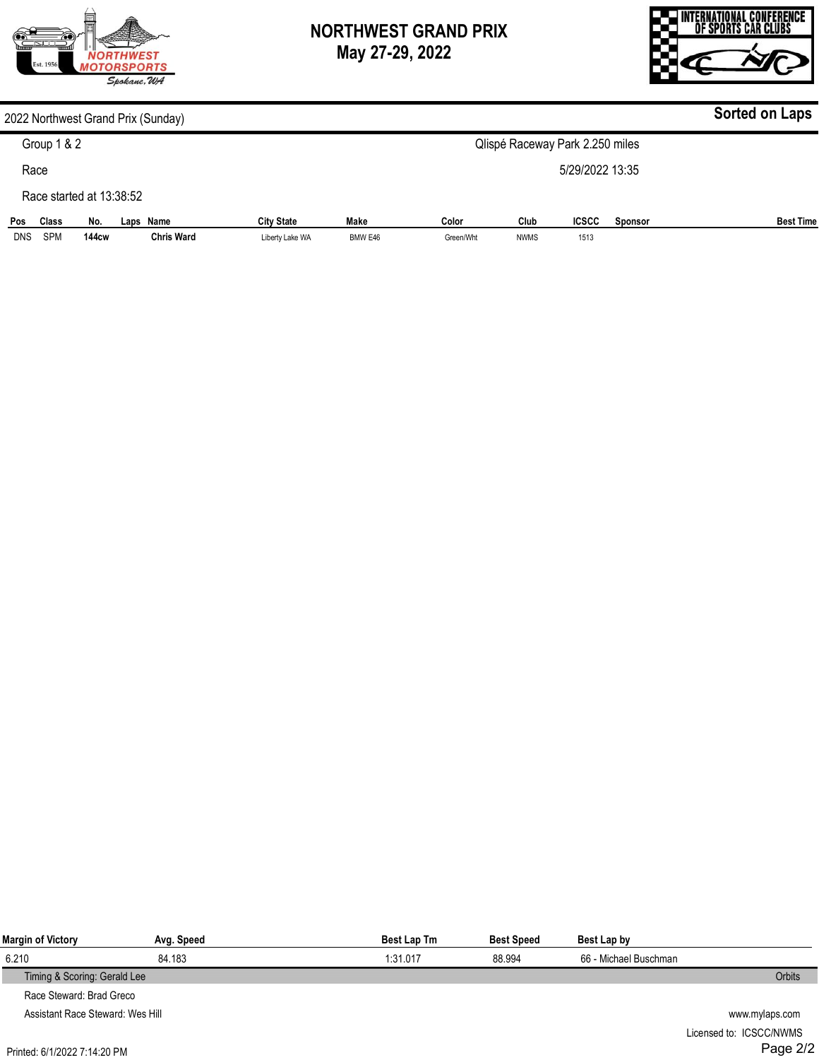# NORTHWEST GRAND PRIX
## May 27-29, 2022

2022 Northwest Grand Prix (Sunday) — **Sorted on Laps**

Group 1 & 2 — Qlispé Raceway Park 2.250 miles

Race — 5/29/2022 13:35

Race started at 13:38:52

| Pos | Class | No. | Laps | Name | City State | Make | Color | Club | ICSCC | Sponsor | Best Time |
|---|---|---|---|---|---|---|---|---|---|---|---|
| DNS | SPM | **144cw** | | **Chris Ward** | Liberty Lake WA | BMW E46 | Green/Wht | NWMS | 1513 | | |

| Margin of Victory | Avg. Speed | Best Lap Tm | Best Speed | Best Lap by |
|---|---|---|---|---|
| 6.210 | 84.183 | 1:31.017 | 88.994 | 66 - Michael Buschman |

Timing & Scoring: Gerald Lee — Orbits

Race Steward: Brad Greco

Assistant Race Steward: Wes Hill

www.mylaps.com

Licensed to: ICSCC/NWMS

Printed: 6/1/2022 7:14:20 PM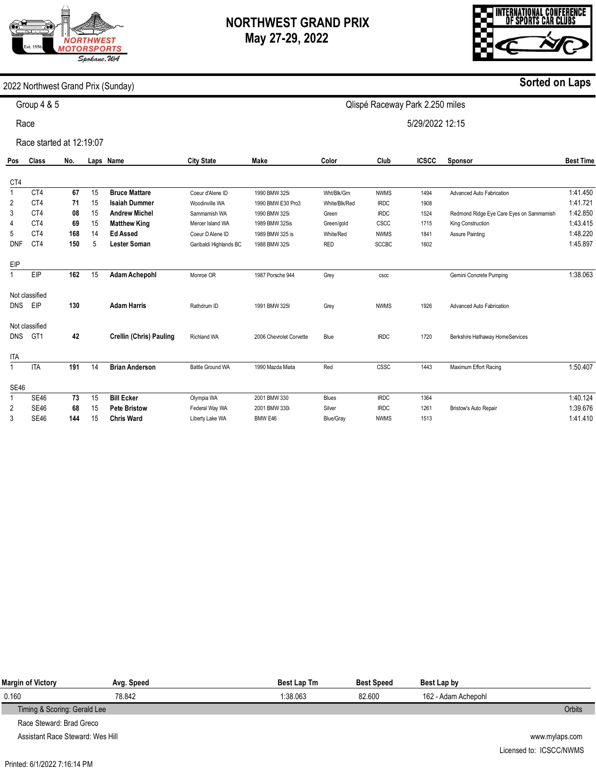# NORTHWEST GRAND PRIX
## May 27-29, 2022

**2022 Northwest Grand Prix (Sunday)** — **Sorted on Laps**

Group 4 & 5 — Qlispé Raceway Park 2.250 miles

Race — 5/29/2022 12:15

Race started at 12:19:07

| Pos | Class | No. | Laps | Name | City State | Make | Color | Club | ICSCC | Sponsor | Best Time |
|---|---|---|---|---|---|---|---|---|---|---|---|
| **CT4** | | | | | | | | | | | |
| 1 | CT4 | **67** | 15 | **Bruce Mattare** | Coeur d'Alene ID | 1990 BMW 325i | Wht/Blk/Grn | NWMS | 1494 | Advanced Auto Fabrication | 1:41.450 |
| 2 | CT4 | **71** | 15 | **Isaiah Dummer** | Woodinville WA | 1990 BMW E30 Pro3 | White/Blk/Red | IRDC | 1908 | | 1:41.721 |
| 3 | CT4 | **08** | 15 | **Andrew Michel** | Sammamish WA | 1990 BMW 325i | Green | IRDC | 1524 | Redmond Ridge Eye Care Eyes on Sammamish | 1:42.850 |
| 4 | CT4 | **69** | 15 | **Matthew King** | Mercer Island WA | 1989 BMW 325is | Green/gold | CSCC | 1715 | King Construction | 1:43.415 |
| 5 | CT4 | **168** | 14 | **Ed Assed** | Coeur D Alene ID | 1989 BMW 325 is | White/Red | NWMS | 1841 | Assure Painting | 1:48.220 |
| DNF | CT4 | **150** | 5 | **Lester Soman** | Garibaldi Highlands BC | 1988 BMW 325i | RED | SCCBC | 1602 | | 1:45.897 |
| **EIP** | | | | | | | | | | | |
| 1 | EIP | **162** | 15 | **Adam Achepohl** | Monroe OR | 1987 Porsche 944 | Grey | cscc | | Gemini Concrete Pumping | 1:38.063 |
| **Not classified** | | | | | | | | | | | |
| DNS | EIP | **130** | | **Adam Harris** | Rathdrum ID | 1991 BMW 325I | Grey | NWMS | 1926 | Advanced Auto Fabrication | |
| **Not classified** | | | | | | | | | | | |
| DNS | GT1 | **42** | | **Crellin (Chris) Pauling** | Richland WA | 2006 Chevrolet Corvette | Blue | IRDC | 1720 | Berkshire Hathaway HomeServices | |
| **ITA** | | | | | | | | | | | |
| 1 | ITA | **191** | 14 | **Brian Anderson** | Battle Ground WA | 1990 Mazda Miata | Red | CSSC | 1443 | Maximum Effort Racing | 1:50.407 |
| **SE46** | | | | | | | | | | | |
| 1 | SE46 | **73** | 15 | **Bill Ecker** | Olympia WA | 2001 BMW 330 | Blues | IRDC | 1364 | | 1:40.124 |
| 2 | SE46 | **68** | 15 | **Pete Bristow** | Federal Way WA | 2001 BMW 330i | Silver | IRDC | 1261 | Bristow's Auto Repair | 1:39.676 |
| 3 | SE46 | **144** | 15 | **Chris Ward** | Liberty Lake WA | BMW E46 | Blue/Gray | NWMS | 1513 | | 1:41.410 |

| Margin of Victory | Avg. Speed | Best Lap Tm | Best Speed | Best Lap by |
|---|---|---|---|---|
| 0.160 | 78.842 | 1:38.063 | 82.600 | 162 - Adam Achepohl |

Timing & Scoring: Gerald Lee — Orbits

Race Steward: Brad Greco

Assistant Race Steward: Wes Hill

www.mylaps.com

Licensed to: ICSCC/NWMS

Printed: 6/1/2022 7:16:14 PM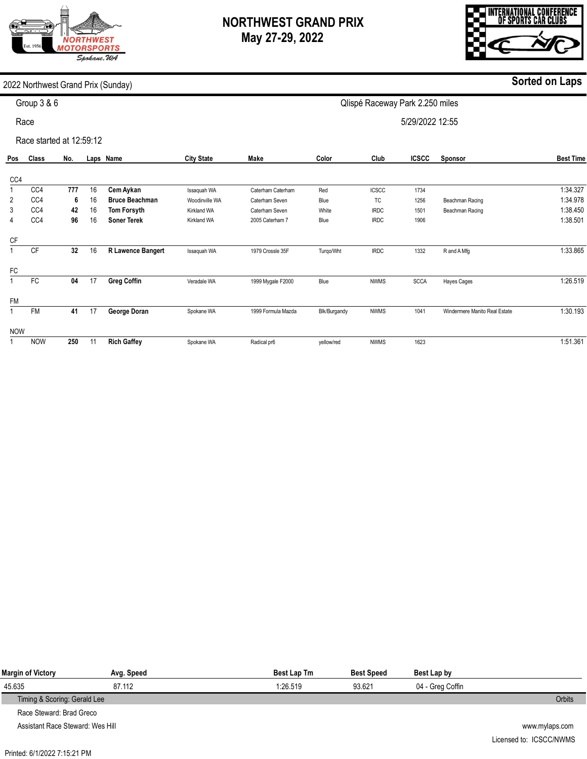# NORTHWEST GRAND PRIX
## May 27-29, 2022

INTERNATIONAL CONFERENCE OF SPORTS CAR CLUBS

NORTHWEST MOTORSPORTS Est. 1956 Spokane, WA

**2022 Northwest Grand Prix (Sunday)** — **Sorted on Laps**

Group 3 & 6 — Qlispé Raceway Park 2.250 miles

Race — 5/29/2022 12:55

Race started at 12:59:12

| Pos | Class | No. | Laps | Name | City State | Make | Color | Club | ICSCC | Sponsor | Best Time |
|---|---|---|---|---|---|---|---|---|---|---|---|
| **CC4** | | | | | | | | | | | |
| 1 | CC4 | **777** | 16 | **Cem Aykan** | Issaquah WA | Caterham Caterham | Red | ICSCC | 1734 | | 1:34.327 |
| 2 | CC4 | **6** | 16 | **Bruce Beachman** | Woodinville WA | Caterham Seven | Blue | TC | 1256 | Beachman Racing | 1:34.978 |
| 3 | CC4 | **42** | 16 | **Tom Forsyth** | Kirkland WA | Caterham Seven | White | IRDC | 1501 | Beachman Racing | 1:38.450 |
| 4 | CC4 | **96** | 16 | **Soner Terek** | Kirkland WA | 2005 Caterham 7 | Blue | IRDC | 1906 | | 1:38.501 |
| **CF** | | | | | | | | | | | |
| 1 | CF | **32** | 16 | **R Lawence Bangert** | Issaquah WA | 1979 Crossle 35F | Turqo/Wht | IRDC | 1332 | R and A Mfg | 1:33.865 |
| **FC** | | | | | | | | | | | |
| 1 | FC | **04** | 17 | **Greg Coffin** | Veradale WA | 1999 Mygale F2000 | Blue | NWMS | SCCA | Hayes Cages | 1:26.519 |
| **FM** | | | | | | | | | | | |
| 1 | FM | **41** | 17 | **George Doran** | Spokane WA | 1999 Formula Mazda | Blk/Burgandy | NWMS | 1041 | Windermere Manito Real Estate | 1:30.193 |
| **NOW** | | | | | | | | | | | |
| 1 | NOW | **250** | 11 | **Rich Gaffey** | Spokane WA | Radical pr6 | yellow/red | NWMS | 1623 | | 1:51.361 |

| Margin of Victory | Avg. Speed | Best Lap Tm | Best Speed | Best Lap by |
|---|---|---|---|---|
| 45.635 | 87.112 | 1:26.519 | 93.621 | 04 - Greg Coffin |

Timing & Scoring: Gerald Lee — Orbits

Race Steward: Brad Greco

Assistant Race Steward: Wes Hill

www.mylaps.com

Licensed to: ICSCC/NWMS

Printed: 6/1/2022 7:15:21 PM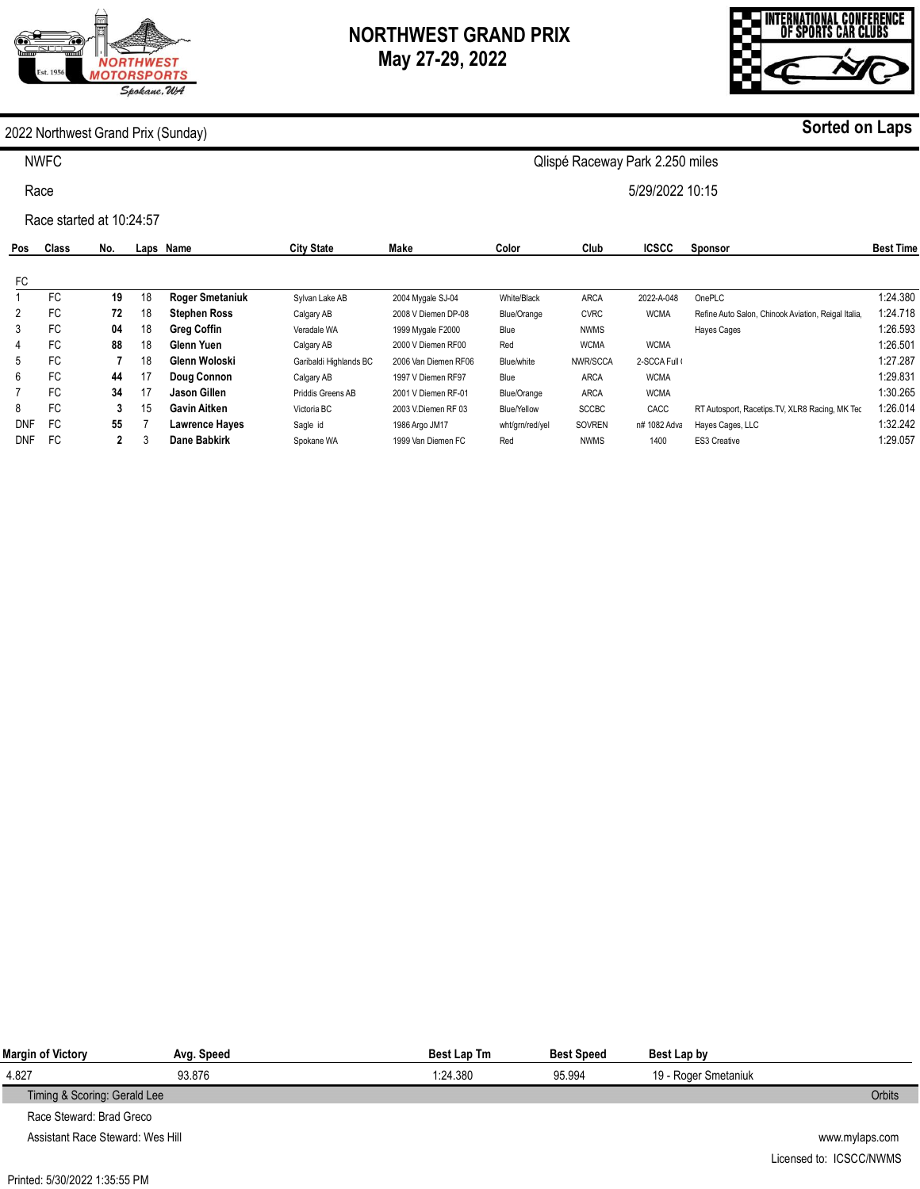# NORTHWEST GRAND PRIX
## May 27-29, 2022

2022 Northwest Grand Prix (Sunday) — **Sorted on Laps**

NWFC — Qlispé Raceway Park 2.250 miles

Race — 5/29/2022 10:15

Race started at 10:24:57

| Pos | Class | No. | Laps | Name | City State | Make | Color | Club | ICSCC | Sponsor | Best Time |
|---|---|---|---|---|---|---|---|---|---|---|---|
| FC | | | | | | | | | | | |
| 1 | FC | **19** | 18 | **Roger Smetaniuk** | Sylvan Lake AB | 2004 Mygale SJ-04 | White/Black | ARCA | 2022-A-048 | OnePLC | 1:24.380 |
| 2 | FC | **72** | 18 | **Stephen Ross** | Calgary AB | 2008 V Diemen DP-08 | Blue/Orange | CVRC | WCMA | Refine Auto Salon, Chinook Aviation, Reigal Italia, | 1:24.718 |
| 3 | FC | **04** | 18 | **Greg Coffin** | Veradale WA | 1999 Mygale F2000 | Blue | NWMS | | Hayes Cages | 1:26.593 |
| 4 | FC | **88** | 18 | **Glenn Yuen** | Calgary AB | 2000 V Diemen RF00 | Red | WCMA | WCMA | | 1:26.501 |
| 5 | FC | **7** | 18 | **Glenn Woloski** | Garibaldi Highlands BC | 2006 Van Diemen RF06 | Blue/white | NWR/SCCA | 2-SCCA Full ( | | 1:27.287 |
| 6 | FC | **44** | 17 | **Doug Connon** | Calgary AB | 1997 V Diemen RF97 | Blue | ARCA | WCMA | | 1:29.831 |
| 7 | FC | **34** | 17 | **Jason Gillen** | Priddis Greens AB | 2001 V Diemen RF-01 | Blue/Orange | ARCA | WCMA | | 1:30.265 |
| 8 | FC | **3** | 15 | **Gavin Aitken** | Victoria BC | 2003 V.Diemen RF 03 | Blue/Yellow | SCCBC | CACC | RT Autosport, Racetips.TV, XLR8 Racing, MK Tec | 1:26.014 |
| DNF | FC | **55** | 7 | **Lawrence Hayes** | Sagle id | 1986 Argo JM17 | wht/grn/red/yel | SOVREN | n# 1082 Adva | Hayes Cages, LLC | 1:32.242 |
| DNF | FC | **2** | 3 | **Dane Babkirk** | Spokane WA | 1999 Van Diemen FC | Red | NWMS | 1400 | ES3 Creative | 1:29.057 |

| Margin of Victory | Avg. Speed | Best Lap Tm | Best Speed | Best Lap by |
|---|---|---|---|---|
| 4.827 | 93.876 | 1:24.380 | 95.994 | 19 - Roger Smetaniuk |

Timing & Scoring: Gerald Lee — Orbits

Race Steward: Brad Greco

Assistant Race Steward: Wes Hill

www.mylaps.com

Licensed to: ICSCC/NWMS

Printed: 5/30/2022 1:35:55 PM